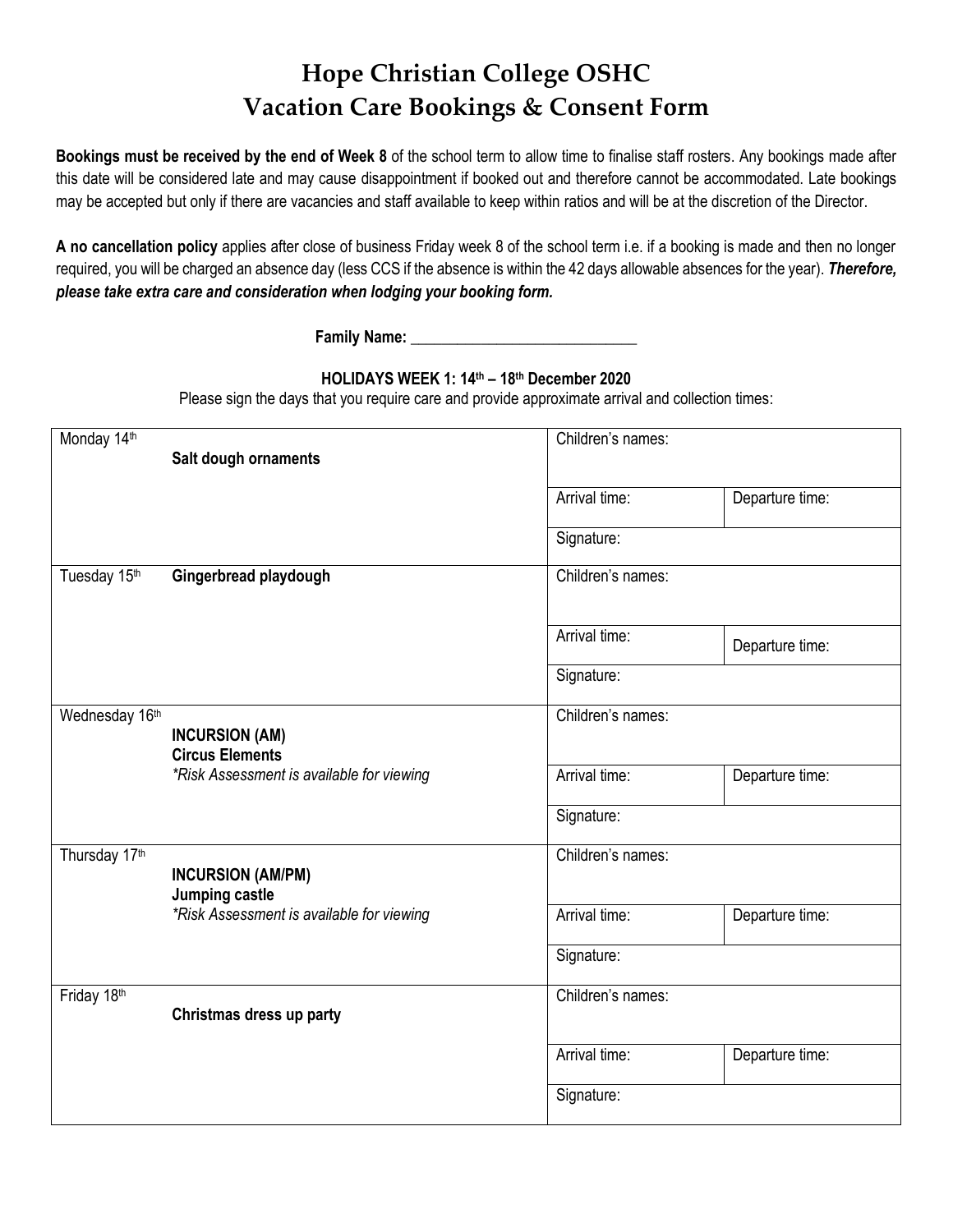# Hope Christian College OSHC
# Vacation Care Bookings & Consent Form

**Bookings must be received by the end of Week 8** of the school term to allow time to finalise staff rosters. Any bookings made after this date will be considered late and may cause disappointment if booked out and therefore cannot be accommodated. Late bookings may be accepted but only if there are vacancies and staff available to keep within ratios and will be at the discretion of the Director.

**A no cancellation policy** applies after close of business Friday week 8 of the school term i.e. if a booking is made and then no longer required, you will be charged an absence day (less CCS if the absence is within the 42 days allowable absences for the year). ***Therefore, please take extra care and consideration when lodging your booking form.***

**Family Name:** ______________________________

**HOLIDAYS WEEK 1: 14th – 18th December 2020**

Please sign the days that you require care and provide approximate arrival and collection times:

| Day | Activity | Details | |
|---|---|---|---|
| Monday 14th | **Salt dough ornaments** | Children's names: | |
| | | Arrival time: | Departure time: |
| | | Signature: | |
| Tuesday 15th | **Gingerbread playdough** | Children's names: | |
| | | Arrival time: | Departure time: |
| | | Signature: | |
| Wednesday 16th | **INCURSION (AM)**<br>**Circus Elements**<br>*\*Risk Assessment is available for viewing* | Children's names: | |
| | | Arrival time: | Departure time: |
| | | Signature: | |
| Thursday 17th | **INCURSION (AM/PM)**<br>**Jumping castle**<br>*\*Risk Assessment is available for viewing* | Children's names: | |
| | | Arrival time: | Departure time: |
| | | Signature: | |
| Friday 18th | **Christmas dress up party** | Children's names: | |
| | | Arrival time: | Departure time: |
| | | Signature: | |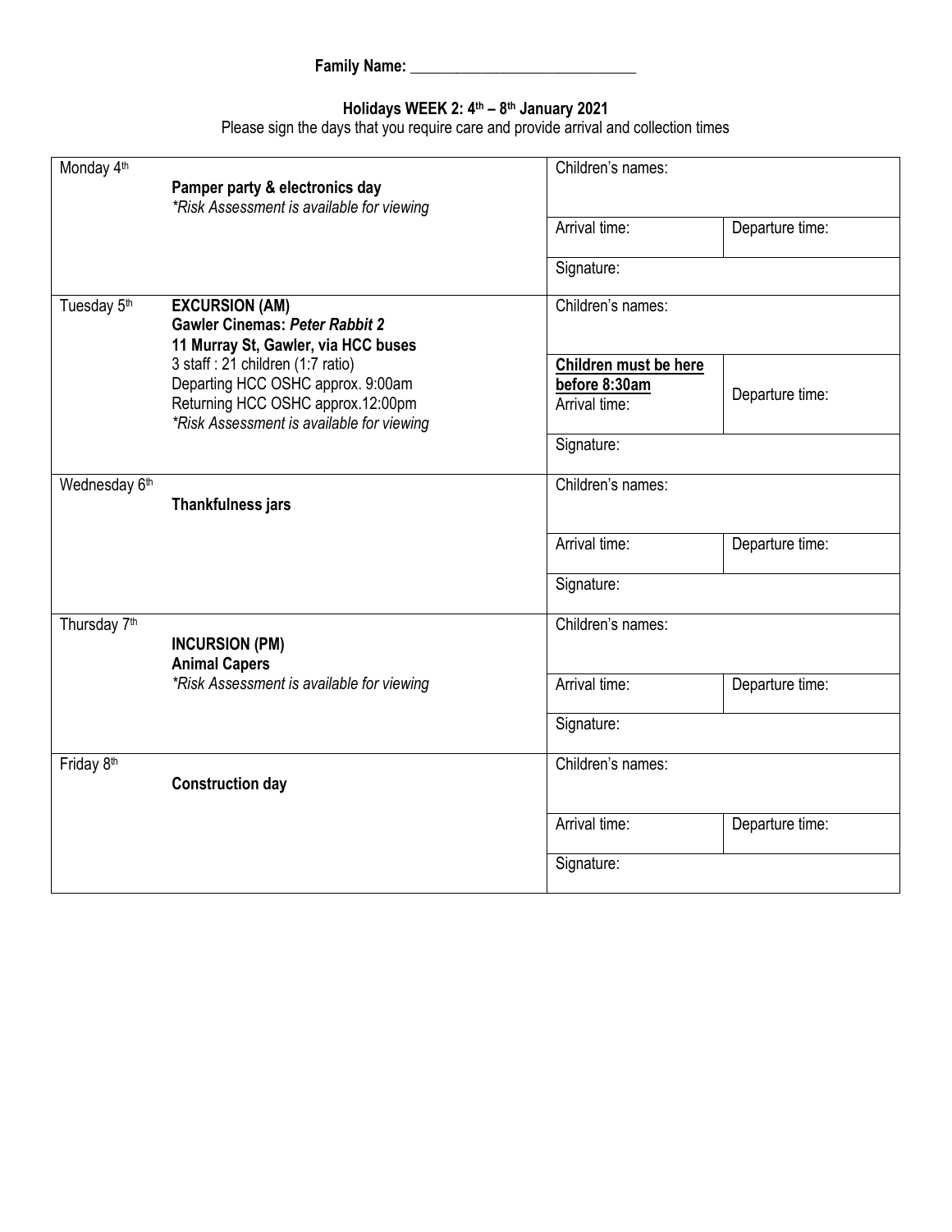**Family Name: ______________________________**

**Holidays WEEK 2: 4th – 8th January 2021**

Please sign the days that you require care and provide arrival and collection times

| Day | Activity | Children's names / Times | |
|---|---|---|---|
| Monday 4th | **Pamper party & electronics day**<br>*\*Risk Assessment is available for viewing* | Children's names: | |
| | | Arrival time: | Departure time: |
| | | Signature: | |
| Tuesday 5th | **EXCURSION (AM)**<br>**Gawler Cinemas: *Peter Rabbit 2***<br>**11 Murray St, Gawler, via HCC buses**<br>3 staff : 21 children (1:7 ratio)<br>Departing HCC OSHC approx. 9:00am<br>Returning HCC OSHC approx.12:00pm<br>*\*Risk Assessment is available for viewing* | Children's names: | |
| | | **Children must be here before 8:30am**<br>Arrival time: | Departure time: |
| | | Signature: | |
| Wednesday 6th | **Thankfulness jars** | Children's names: | |
| | | Arrival time: | Departure time: |
| | | Signature: | |
| Thursday 7th | **INCURSION (PM)**<br>**Animal Capers**<br>*\*Risk Assessment is available for viewing* | Children's names: | |
| | | Arrival time: | Departure time: |
| | | Signature: | |
| Friday 8th | **Construction day** | Children's names: | |
| | | Arrival time: | Departure time: |
| | | Signature: | |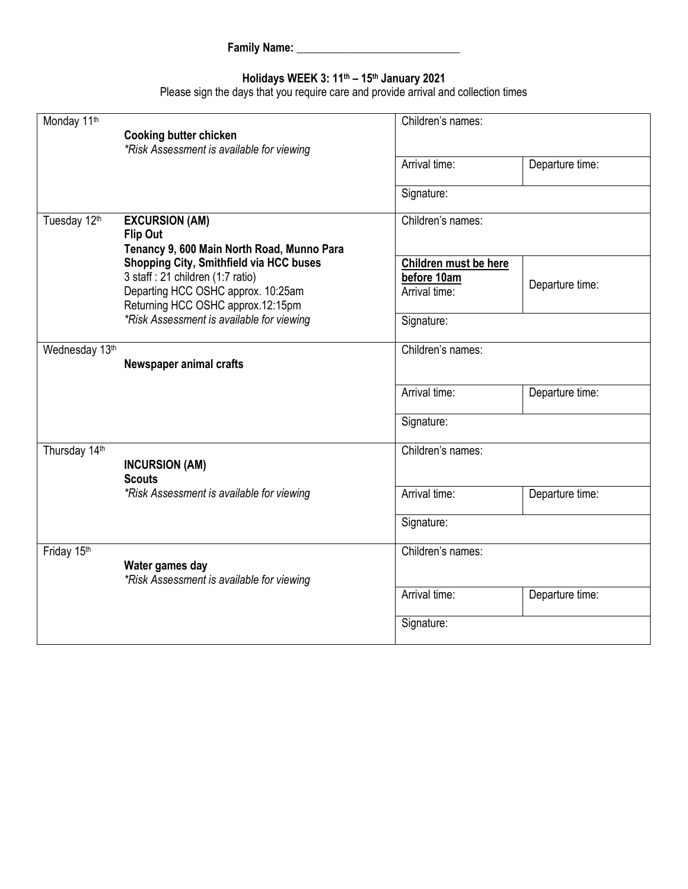**Family Name: ______________________________**

**Holidays WEEK 3: 11th – 15th January 2021**

Please sign the days that you require care and provide arrival and collection times

| Day | Activity | Children's names | Arrival time | Departure time | Signature |
|---|---|---|---|---|---|
| Monday 11th | **Cooking butter chicken**<br>*\*Risk Assessment is available for viewing* | | | | |
| Tuesday 12th | **EXCURSION (AM)**<br>**Flip Out**<br>**Tenancy 9, 600 Main North Road, Munno Para Shopping City, Smithfield via HCC buses**<br>3 staff : 21 children (1:7 ratio)<br>Departing HCC OSHC approx. 10:25am<br>Returning HCC OSHC approx.12:15pm<br>*\*Risk Assessment is available for viewing* | | **Children must be here before 10am**<br>Arrival time: | | |
| Wednesday 13th | **Newspaper animal crafts** | | | | |
| Thursday 14th | **INCURSION (AM)**<br>**Scouts**<br>*\*Risk Assessment is available for viewing* | | | | |
| Friday 15th | **Water games day**<br>*\*Risk Assessment is available for viewing* | | | | |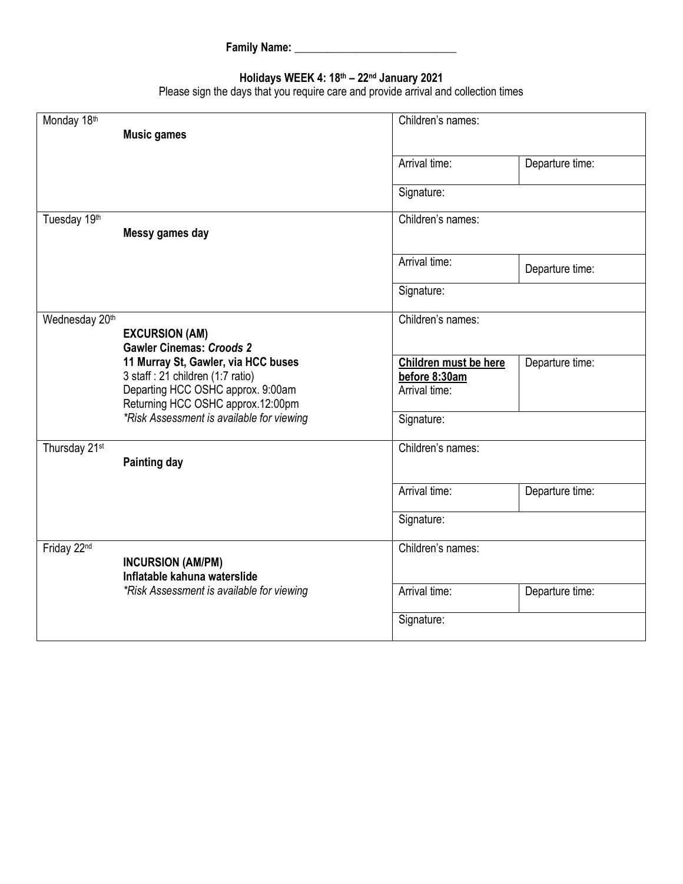**Family Name: ____________________________**

**Holidays WEEK 4: 18th – 22nd January 2021**

Please sign the days that you require care and provide arrival and collection times

| Day / Activity | | |
|---|---|---|
| Monday 18th<br>**Music games** | Children's names: | |
| | Arrival time: | Departure time: |
| | Signature: | |
| Tuesday 19th<br>**Messy games day** | Children's names: | |
| | Arrival time: | Departure time: |
| | Signature: | |
| Wednesday 20th<br>**EXCURSION (AM)**<br>**Gawler Cinemas: *Croods 2***<br>**11 Murray St, Gawler, via HCC buses**<br>3 staff : 21 children (1:7 ratio)<br>Departing HCC OSHC approx. 9:00am<br>Returning HCC OSHC approx.12:00pm<br>*\*Risk Assessment is available for viewing* | Children's names: | |
| | **Children must be here before 8:30am**<br>Arrival time: | Departure time: |
| | Signature: | |
| Thursday 21st<br>**Painting day** | Children's names: | |
| | Arrival time: | Departure time: |
| | Signature: | |
| Friday 22nd<br>**INCURSION (AM/PM)**<br>**Inflatable kahuna waterslide**<br>*\*Risk Assessment is available for viewing* | Children's names: | |
| | Arrival time: | Departure time: |
| | Signature: | |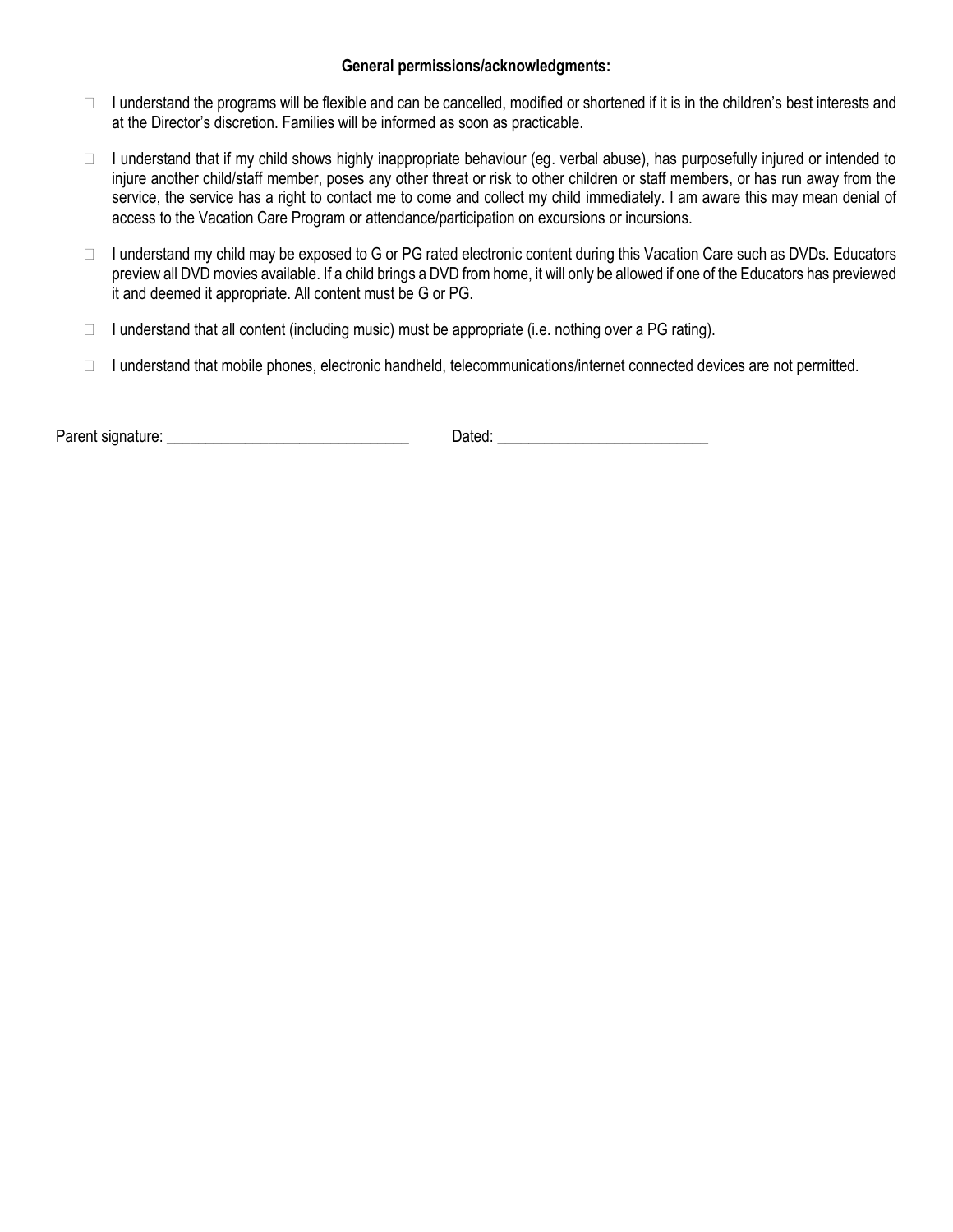**General permissions/acknowledgments:**

- ☐ I understand the programs will be flexible and can be cancelled, modified or shortened if it is in the children's best interests and at the Director's discretion. Families will be informed as soon as practicable.
- ☐ I understand that if my child shows highly inappropriate behaviour (eg. verbal abuse), has purposefully injured or intended to injure another child/staff member, poses any other threat or risk to other children or staff members, or has run away from the service, the service has a right to contact me to come and collect my child immediately. I am aware this may mean denial of access to the Vacation Care Program or attendance/participation on excursions or incursions.
- ☐ I understand my child may be exposed to G or PG rated electronic content during this Vacation Care such as DVDs. Educators preview all DVD movies available. If a child brings a DVD from home, it will only be allowed if one of the Educators has previewed it and deemed it appropriate. All content must be G or PG.
- ☐ I understand that all content (including music) must be appropriate (i.e. nothing over a PG rating).
- ☐ I understand that mobile phones, electronic handheld, telecommunications/internet connected devices are not permitted.

Parent signature: _______________________________ Dated: ___________________________